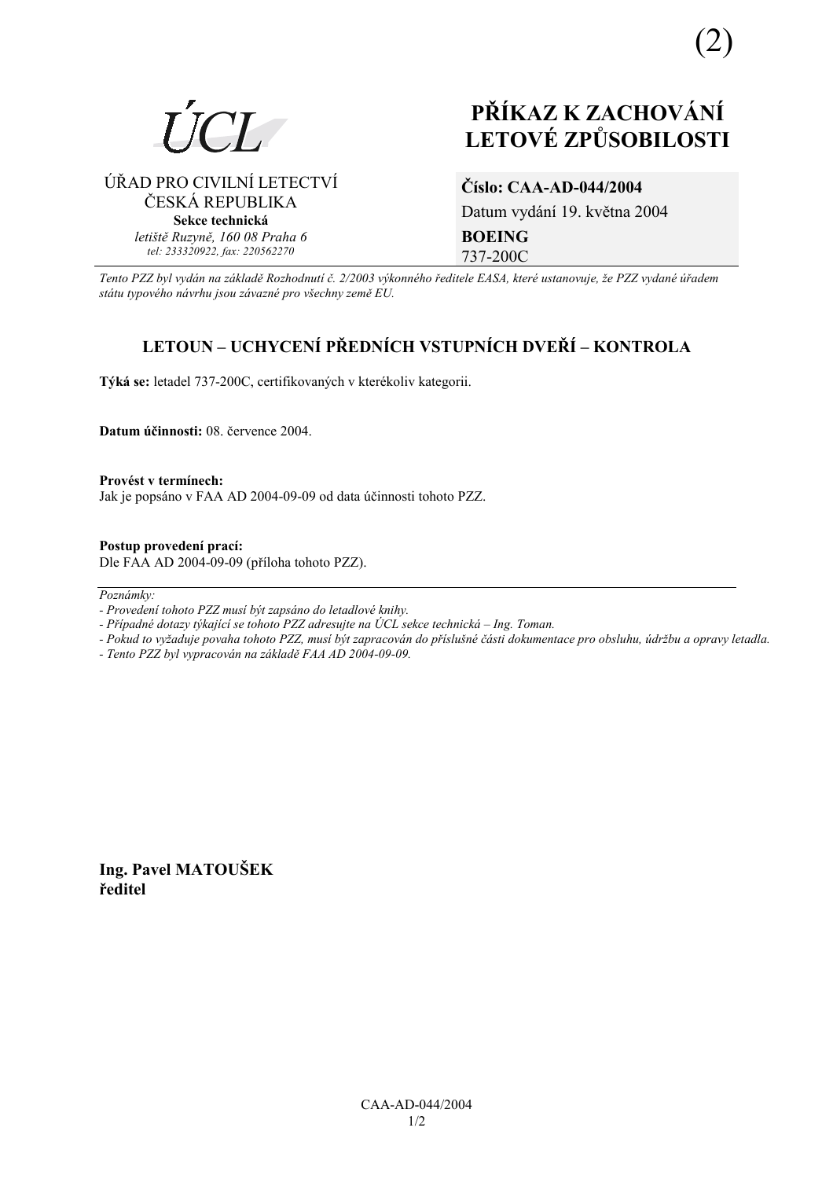(2)

ÚCL

ÚŘAD PRO CIVILNÍ LETECTVÍ
ČESKÁ REPUBLIKA
**Sekce technická**
*letiště Ruzyně, 160 08 Praha 6*
*tel: 233320922, fax: 220562270*

# PŘÍKAZ K ZACHOVÁNÍ LETOVÉ ZPŮSOBILOSTI

**Číslo: CAA-AD-044/2004**
Datum vydání 19. května 2004
**BOEING**
737-200C

*Tento PZZ byl vydán na základě Rozhodnutí č. 2/2003 výkonného ředitele EASA, které ustanovuje, že PZZ vydané úřadem státu typového návrhu jsou závazné pro všechny země EU.*

## LETOUN – UCHYCENÍ PŘEDNÍCH VSTUPNÍCH DVEŘÍ – KONTROLA

**Týká se:** letadel 737-200C, certifikovaných v kterékoliv kategorii.

**Datum účinnosti:** 08. července 2004.

**Provést v termínech:**
Jak je popsáno v FAA AD 2004-09-09 od data účinnosti tohoto PZZ.

**Postup provedení prací:**
Dle FAA AD 2004-09-09 (příloha tohoto PZZ).

---

*Poznámky:*
*- Provedení tohoto PZZ musí být zapsáno do letadlové knihy.*
*- Případné dotazy týkající se tohoto PZZ adresujte na ÚCL sekce technická – Ing. Toman.*
*- Pokud to vyžaduje povaha tohoto PZZ, musí být zapracován do příslušné části dokumentace pro obsluhu, údržbu a opravy letadla.*
*- Tento PZZ byl vypracován na základě FAA AD 2004-09-09.*

**Ing. Pavel MATOUŠEK**
**ředitel**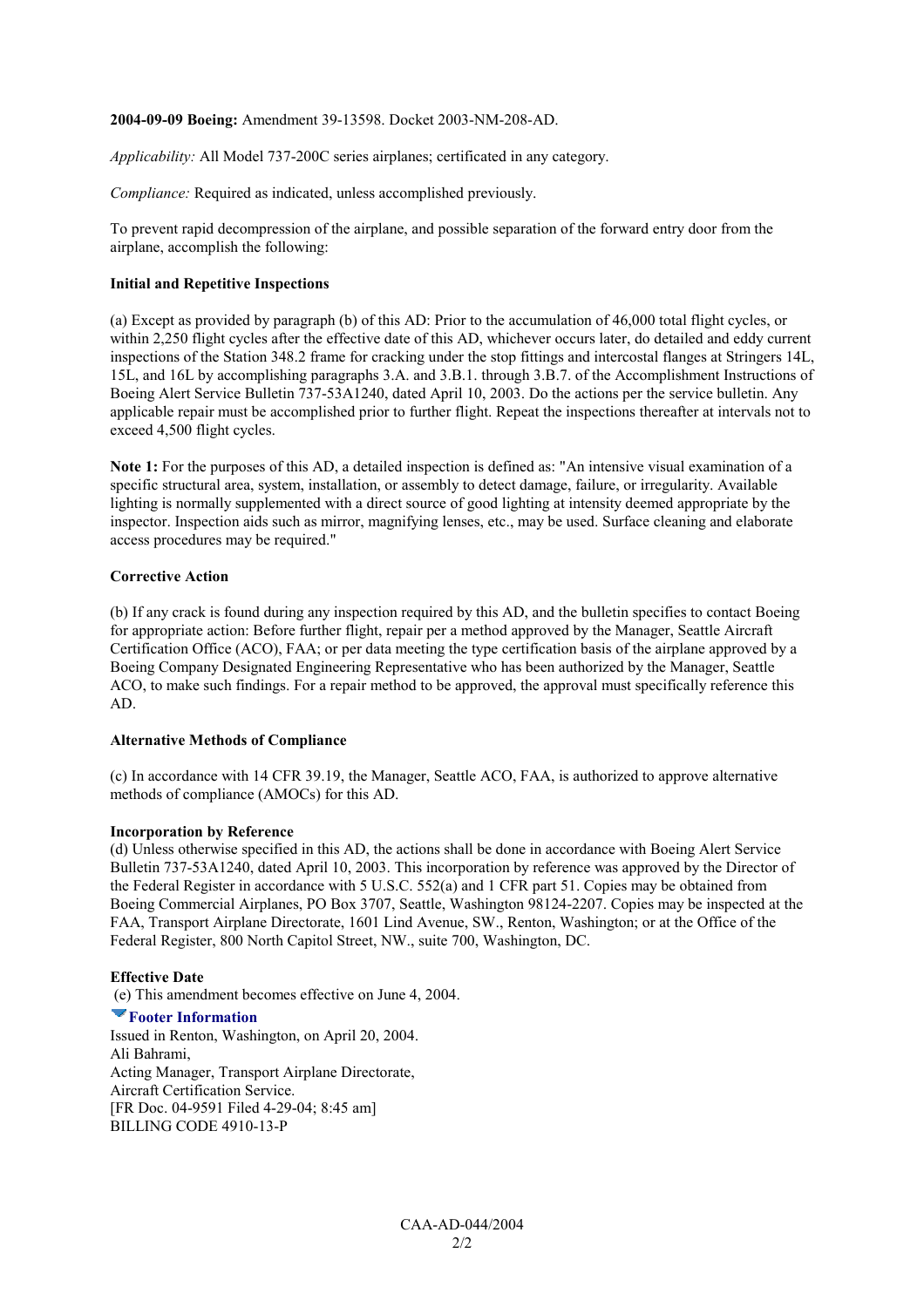**2004-09-09 Boeing:** Amendment 39-13598. Docket 2003-NM-208-AD.

*Applicability:* All Model 737-200C series airplanes; certificated in any category.

*Compliance:* Required as indicated, unless accomplished previously.

To prevent rapid decompression of the airplane, and possible separation of the forward entry door from the airplane, accomplish the following:

**Initial and Repetitive Inspections**

(a) Except as provided by paragraph (b) of this AD: Prior to the accumulation of 46,000 total flight cycles, or within 2,250 flight cycles after the effective date of this AD, whichever occurs later, do detailed and eddy current inspections of the Station 348.2 frame for cracking under the stop fittings and intercostal flanges at Stringers 14L, 15L, and 16L by accomplishing paragraphs 3.A. and 3.B.1. through 3.B.7. of the Accomplishment Instructions of Boeing Alert Service Bulletin 737-53A1240, dated April 10, 2003. Do the actions per the service bulletin. Any applicable repair must be accomplished prior to further flight. Repeat the inspections thereafter at intervals not to exceed 4,500 flight cycles.

**Note 1:** For the purposes of this AD, a detailed inspection is defined as: "An intensive visual examination of a specific structural area, system, installation, or assembly to detect damage, failure, or irregularity. Available lighting is normally supplemented with a direct source of good lighting at intensity deemed appropriate by the inspector. Inspection aids such as mirror, magnifying lenses, etc., may be used. Surface cleaning and elaborate access procedures may be required."

**Corrective Action**

(b) If any crack is found during any inspection required by this AD, and the bulletin specifies to contact Boeing for appropriate action: Before further flight, repair per a method approved by the Manager, Seattle Aircraft Certification Office (ACO), FAA; or per data meeting the type certification basis of the airplane approved by a Boeing Company Designated Engineering Representative who has been authorized by the Manager, Seattle ACO, to make such findings. For a repair method to be approved, the approval must specifically reference this AD.

**Alternative Methods of Compliance**

(c) In accordance with 14 CFR 39.19, the Manager, Seattle ACO, FAA, is authorized to approve alternative methods of compliance (AMOCs) for this AD.

**Incorporation by Reference**

(d) Unless otherwise specified in this AD, the actions shall be done in accordance with Boeing Alert Service Bulletin 737-53A1240, dated April 10, 2003. This incorporation by reference was approved by the Director of the Federal Register in accordance with 5 U.S.C. 552(a) and 1 CFR part 51. Copies may be obtained from Boeing Commercial Airplanes, PO Box 3707, Seattle, Washington 98124-2207. Copies may be inspected at the FAA, Transport Airplane Directorate, 1601 Lind Avenue, SW., Renton, Washington; or at the Office of the Federal Register, 800 North Capitol Street, NW., suite 700, Washington, DC.

**Effective Date**

(e) This amendment becomes effective on June 4, 2004.

**Footer Information**

Issued in Renton, Washington, on April 20, 2004.
Ali Bahrami,
Acting Manager, Transport Airplane Directorate,
Aircraft Certification Service.
[FR Doc. 04-9591 Filed 4-29-04; 8:45 am]
BILLING CODE 4910-13-P

CAA-AD-044/2004